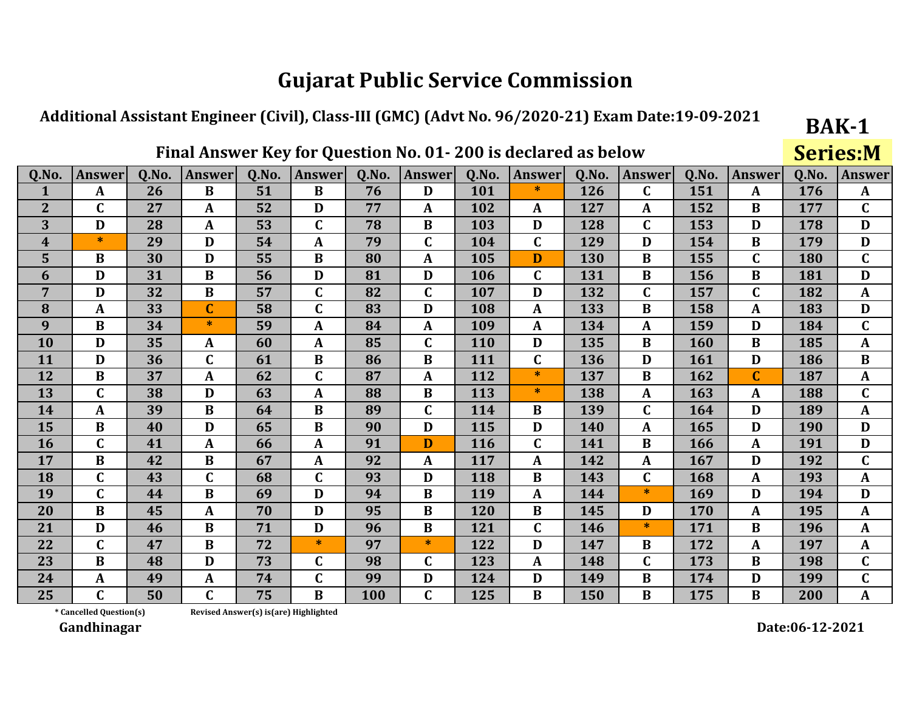# Gujarat Public Service Commission

**Additional Assistant Engineer (Civil), Class-III (GMC) (Advt No. 96/2020-21) Exam Date:19-09-2021**

**BAK-1**

**Series:M**

## Final Answer Key for Question No. 01- 200 is declared as below

| Q.No. | Answer | Q.No. | Answer | Q.No. | Answer | Q.No. | Answer | Q.No. | Answer | Q.No. | Answer | Q.No. | Answer | Q.No. | Answer |
|---|---|---|---|---|---|---|---|---|---|---|---|---|---|---|---|
| 1 | A | 26 | B | 51 | B | 76 | D | 101 | * | 126 | C | 151 | A | 176 | A |
| 2 | C | 27 | A | 52 | D | 77 | A | 102 | A | 127 | A | 152 | B | 177 | C |
| 3 | D | 28 | A | 53 | C | 78 | B | 103 | D | 128 | C | 153 | D | 178 | D |
| 4 | * | 29 | D | 54 | A | 79 | C | 104 | C | 129 | D | 154 | B | 179 | D |
| 5 | B | 30 | D | 55 | B | 80 | A | 105 | D | 130 | B | 155 | C | 180 | C |
| 6 | D | 31 | B | 56 | D | 81 | D | 106 | C | 131 | B | 156 | B | 181 | D |
| 7 | D | 32 | B | 57 | C | 82 | C | 107 | D | 132 | C | 157 | C | 182 | A |
| 8 | A | 33 | C | 58 | C | 83 | D | 108 | A | 133 | B | 158 | A | 183 | D |
| 9 | B | 34 | * | 59 | A | 84 | A | 109 | A | 134 | A | 159 | D | 184 | C |
| 10 | D | 35 | A | 60 | A | 85 | C | 110 | D | 135 | B | 160 | B | 185 | A |
| 11 | D | 36 | C | 61 | B | 86 | B | 111 | C | 136 | D | 161 | D | 186 | B |
| 12 | B | 37 | A | 62 | C | 87 | A | 112 | * | 137 | B | 162 | C | 187 | A |
| 13 | C | 38 | D | 63 | A | 88 | B | 113 | * | 138 | A | 163 | A | 188 | C |
| 14 | A | 39 | B | 64 | B | 89 | C | 114 | B | 139 | C | 164 | D | 189 | A |
| 15 | B | 40 | D | 65 | B | 90 | D | 115 | D | 140 | A | 165 | D | 190 | D |
| 16 | C | 41 | A | 66 | A | 91 | D | 116 | C | 141 | B | 166 | A | 191 | D |
| 17 | B | 42 | B | 67 | A | 92 | A | 117 | A | 142 | A | 167 | D | 192 | C |
| 18 | C | 43 | C | 68 | C | 93 | D | 118 | B | 143 | C | 168 | A | 193 | A |
| 19 | C | 44 | B | 69 | D | 94 | B | 119 | A | 144 | * | 169 | D | 194 | D |
| 20 | B | 45 | A | 70 | D | 95 | B | 120 | B | 145 | D | 170 | A | 195 | A |
| 21 | D | 46 | B | 71 | D | 96 | B | 121 | C | 146 | * | 171 | B | 196 | A |
| 22 | C | 47 | B | 72 | * | 97 | * | 122 | D | 147 | B | 172 | A | 197 | A |
| 23 | B | 48 | D | 73 | C | 98 | C | 123 | A | 148 | C | 173 | B | 198 | C |
| 24 | A | 49 | A | 74 | C | 99 | D | 124 | D | 149 | B | 174 | D | 199 | C |
| 25 | C | 50 | C | 75 | B | 100 | C | 125 | B | 150 | B | 175 | B | 200 | A |

\* Cancelled Question(s) Revised Answer(s) is(are) Highlighted

**Gandhinagar**

**Date:06-12-2021**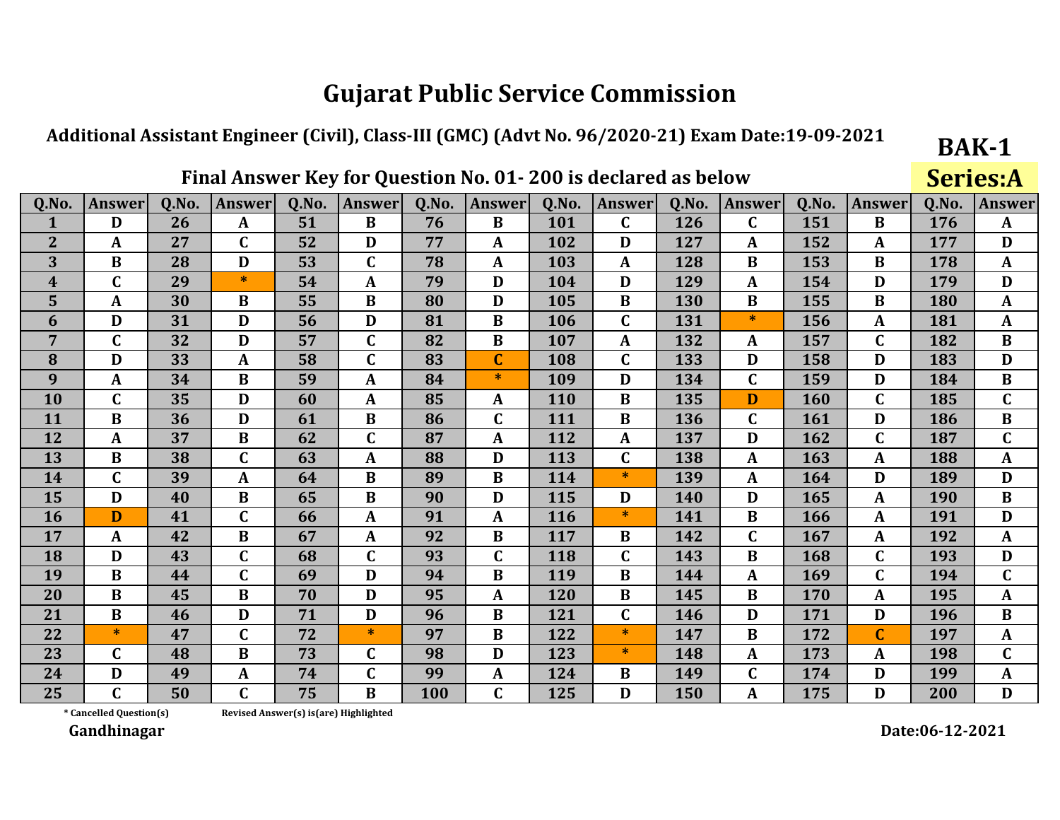# Gujarat Public Service Commission

## Additional Assistant Engineer (Civil), Class-III (GMC) (Advt No. 96/2020-21) Exam Date:19-09-2021

**BAK-1**

**Series:A**

### Final Answer Key for Question No. 01- 200 is declared as below

| Q.No. | Answer | Q.No. | Answer | Q.No. | Answer | Q.No. | Answer | Q.No. | Answer | Q.No. | Answer | Q.No. | Answer | Q.No. | Answer |
|---|---|---|---|---|---|---|---|---|---|---|---|---|---|---|---|
| 1 | D | 26 | A | 51 | B | 76 | B | 101 | C | 126 | C | 151 | B | 176 | A |
| 2 | A | 27 | C | 52 | D | 77 | A | 102 | D | 127 | A | 152 | A | 177 | D |
| 3 | B | 28 | D | 53 | C | 78 | A | 103 | A | 128 | B | 153 | B | 178 | A |
| 4 | C | 29 | * | 54 | A | 79 | D | 104 | D | 129 | A | 154 | D | 179 | D |
| 5 | A | 30 | B | 55 | B | 80 | D | 105 | B | 130 | B | 155 | B | 180 | A |
| 6 | D | 31 | D | 56 | D | 81 | B | 106 | C | 131 | * | 156 | A | 181 | A |
| 7 | C | 32 | D | 57 | C | 82 | B | 107 | A | 132 | A | 157 | C | 182 | B |
| 8 | D | 33 | A | 58 | C | 83 | C | 108 | C | 133 | D | 158 | D | 183 | D |
| 9 | A | 34 | B | 59 | A | 84 | * | 109 | D | 134 | C | 159 | D | 184 | B |
| 10 | C | 35 | D | 60 | A | 85 | A | 110 | B | 135 | D | 160 | C | 185 | C |
| 11 | B | 36 | D | 61 | B | 86 | C | 111 | B | 136 | C | 161 | D | 186 | B |
| 12 | A | 37 | B | 62 | C | 87 | A | 112 | A | 137 | D | 162 | C | 187 | C |
| 13 | B | 38 | C | 63 | A | 88 | D | 113 | C | 138 | A | 163 | A | 188 | A |
| 14 | C | 39 | A | 64 | B | 89 | B | 114 | * | 139 | A | 164 | D | 189 | D |
| 15 | D | 40 | B | 65 | B | 90 | D | 115 | D | 140 | D | 165 | A | 190 | B |
| 16 | D | 41 | C | 66 | A | 91 | A | 116 | * | 141 | B | 166 | A | 191 | D |
| 17 | A | 42 | B | 67 | A | 92 | B | 117 | B | 142 | C | 167 | A | 192 | A |
| 18 | D | 43 | C | 68 | C | 93 | C | 118 | C | 143 | B | 168 | C | 193 | D |
| 19 | B | 44 | C | 69 | D | 94 | B | 119 | B | 144 | A | 169 | C | 194 | C |
| 20 | B | 45 | B | 70 | D | 95 | A | 120 | B | 145 | B | 170 | A | 195 | A |
| 21 | B | 46 | D | 71 | D | 96 | B | 121 | C | 146 | D | 171 | D | 196 | B |
| 22 | * | 47 | C | 72 | * | 97 | B | 122 | * | 147 | B | 172 | C | 197 | A |
| 23 | C | 48 | B | 73 | C | 98 | D | 123 | * | 148 | A | 173 | A | 198 | C |
| 24 | D | 49 | A | 74 | C | 99 | A | 124 | B | 149 | C | 174 | D | 199 | A |
| 25 | C | 50 | C | 75 | B | 100 | C | 125 | D | 150 | A | 175 | D | 200 | D |

\* Cancelled Question(s)    Revised Answer(s) is(are) Highlighted

Gandhinagar

Date:06-12-2021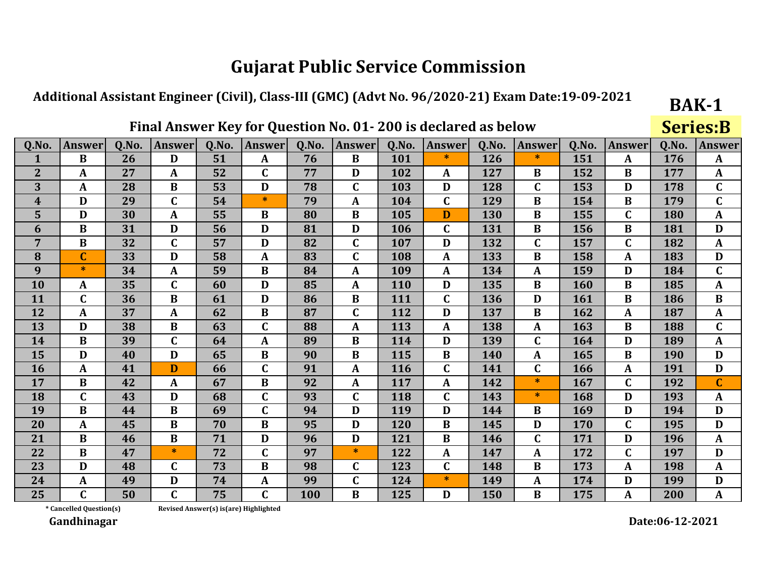# Gujarat Public Service Commission

**Additional Assistant Engineer (Civil), Class-III (GMC) (Advt No. 96/2020-21) Exam Date:19-09-2021**

**BAK-1**

**Series:B**

## Final Answer Key for Question No. 01- 200 is declared as below

| Q.No. | Answer | Q.No. | Answer | Q.No. | Answer | Q.No. | Answer | Q.No. | Answer | Q.No. | Answer | Q.No. | Answer | Q.No. | Answer |
|---|---|---|---|---|---|---|---|---|---|---|---|---|---|---|---|
| 1 | B | 26 | D | 51 | A | 76 | B | 101 | * | 126 | * | 151 | A | 176 | A |
| 2 | A | 27 | A | 52 | C | 77 | D | 102 | A | 127 | B | 152 | B | 177 | A |
| 3 | A | 28 | B | 53 | D | 78 | C | 103 | D | 128 | C | 153 | D | 178 | C |
| 4 | D | 29 | C | 54 | * | 79 | A | 104 | C | 129 | B | 154 | B | 179 | C |
| 5 | D | 30 | A | 55 | B | 80 | B | 105 | D | 130 | B | 155 | C | 180 | A |
| 6 | B | 31 | D | 56 | D | 81 | D | 106 | C | 131 | B | 156 | B | 181 | D |
| 7 | B | 32 | C | 57 | D | 82 | C | 107 | D | 132 | C | 157 | C | 182 | A |
| 8 | C | 33 | D | 58 | A | 83 | C | 108 | A | 133 | B | 158 | A | 183 | D |
| 9 | * | 34 | A | 59 | B | 84 | A | 109 | A | 134 | A | 159 | D | 184 | C |
| 10 | A | 35 | C | 60 | D | 85 | A | 110 | D | 135 | B | 160 | B | 185 | A |
| 11 | C | 36 | B | 61 | D | 86 | B | 111 | C | 136 | D | 161 | B | 186 | B |
| 12 | A | 37 | A | 62 | B | 87 | C | 112 | D | 137 | B | 162 | A | 187 | A |
| 13 | D | 38 | B | 63 | C | 88 | A | 113 | A | 138 | A | 163 | B | 188 | C |
| 14 | B | 39 | C | 64 | A | 89 | B | 114 | D | 139 | C | 164 | D | 189 | A |
| 15 | D | 40 | D | 65 | B | 90 | B | 115 | B | 140 | A | 165 | B | 190 | D |
| 16 | A | 41 | D | 66 | C | 91 | A | 116 | C | 141 | C | 166 | A | 191 | D |
| 17 | B | 42 | A | 67 | B | 92 | A | 117 | A | 142 | * | 167 | C | 192 | C |
| 18 | C | 43 | D | 68 | C | 93 | C | 118 | C | 143 | * | 168 | D | 193 | A |
| 19 | B | 44 | B | 69 | C | 94 | D | 119 | D | 144 | B | 169 | D | 194 | D |
| 20 | A | 45 | B | 70 | B | 95 | D | 120 | B | 145 | D | 170 | C | 195 | D |
| 21 | B | 46 | B | 71 | D | 96 | D | 121 | B | 146 | C | 171 | D | 196 | A |
| 22 | B | 47 | * | 72 | C | 97 | * | 122 | A | 147 | A | 172 | C | 197 | D |
| 23 | D | 48 | C | 73 | B | 98 | C | 123 | C | 148 | B | 173 | A | 198 | A |
| 24 | A | 49 | D | 74 | A | 99 | C | 124 | * | 149 | A | 174 | D | 199 | D |
| 25 | C | 50 | C | 75 | C | 100 | B | 125 | D | 150 | B | 175 | A | 200 | A |

* Cancelled Question(s)    Revised Answer(s) is(are) Highlighted

**Gandhinagar**

**Date:06-12-2021**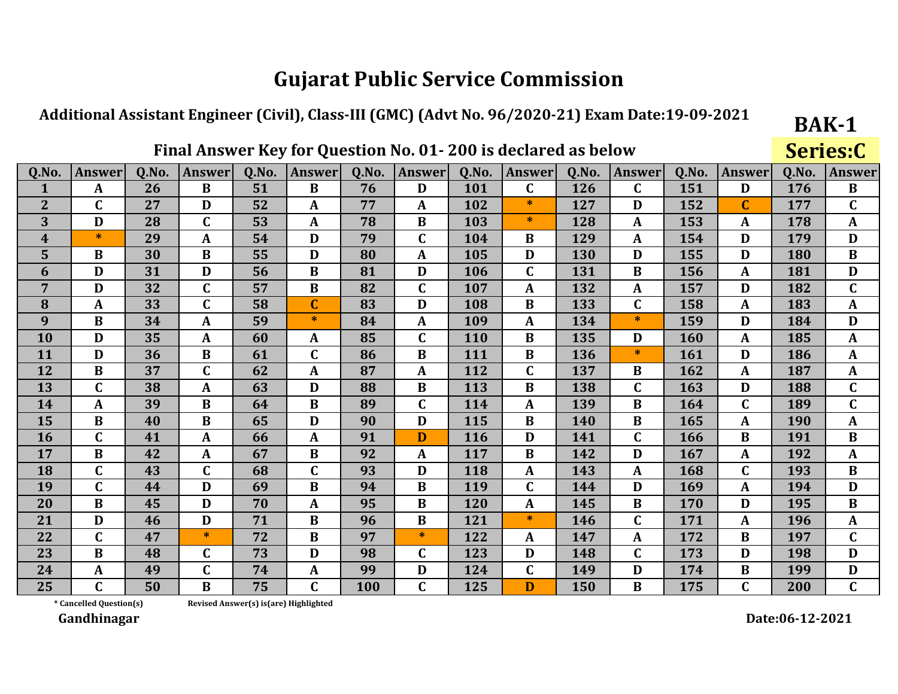# Gujarat Public Service Commission

## Additional Assistant Engineer (Civil), Class-III (GMC) (Advt No. 96/2020-21) Exam Date:19-09-2021

**BAK-1**

**Series:C**

### Final Answer Key for Question No. 01- 200 is declared as below

| Q.No. | Answer | Q.No. | Answer | Q.No. | Answer | Q.No. | Answer | Q.No. | Answer | Q.No. | Answer | Q.No. | Answer | Q.No. | Answer |
|---|---|---|---|---|---|---|---|---|---|---|---|---|---|---|---|
| 1 | A | 26 | B | 51 | B | 76 | D | 101 | C | 126 | C | 151 | D | 176 | B |
| 2 | C | 27 | D | 52 | A | 77 | A | 102 | * | 127 | D | 152 | C | 177 | C |
| 3 | D | 28 | C | 53 | A | 78 | B | 103 | * | 128 | A | 153 | A | 178 | A |
| 4 | * | 29 | A | 54 | D | 79 | C | 104 | B | 129 | A | 154 | D | 179 | D |
| 5 | B | 30 | B | 55 | D | 80 | A | 105 | D | 130 | D | 155 | D | 180 | B |
| 6 | D | 31 | D | 56 | B | 81 | D | 106 | C | 131 | B | 156 | A | 181 | D |
| 7 | D | 32 | C | 57 | B | 82 | C | 107 | A | 132 | A | 157 | D | 182 | C |
| 8 | A | 33 | C | 58 | C | 83 | D | 108 | B | 133 | C | 158 | A | 183 | A |
| 9 | B | 34 | A | 59 | * | 84 | A | 109 | A | 134 | * | 159 | D | 184 | D |
| 10 | D | 35 | A | 60 | A | 85 | C | 110 | B | 135 | D | 160 | A | 185 | A |
| 11 | D | 36 | B | 61 | C | 86 | B | 111 | B | 136 | * | 161 | D | 186 | A |
| 12 | B | 37 | C | 62 | A | 87 | A | 112 | C | 137 | B | 162 | A | 187 | A |
| 13 | C | 38 | A | 63 | D | 88 | B | 113 | B | 138 | C | 163 | D | 188 | C |
| 14 | A | 39 | B | 64 | B | 89 | C | 114 | A | 139 | B | 164 | C | 189 | C |
| 15 | B | 40 | B | 65 | D | 90 | D | 115 | B | 140 | B | 165 | A | 190 | A |
| 16 | C | 41 | A | 66 | A | 91 | D | 116 | D | 141 | C | 166 | B | 191 | B |
| 17 | B | 42 | A | 67 | B | 92 | A | 117 | B | 142 | D | 167 | A | 192 | A |
| 18 | C | 43 | C | 68 | C | 93 | D | 118 | A | 143 | A | 168 | C | 193 | B |
| 19 | C | 44 | D | 69 | B | 94 | B | 119 | C | 144 | D | 169 | A | 194 | D |
| 20 | B | 45 | D | 70 | A | 95 | B | 120 | A | 145 | B | 170 | D | 195 | B |
| 21 | D | 46 | D | 71 | B | 96 | B | 121 | * | 146 | C | 171 | A | 196 | A |
| 22 | C | 47 | * | 72 | B | 97 | * | 122 | A | 147 | A | 172 | B | 197 | C |
| 23 | B | 48 | C | 73 | D | 98 | C | 123 | D | 148 | C | 173 | D | 198 | D |
| 24 | A | 49 | C | 74 | A | 99 | D | 124 | C | 149 | D | 174 | B | 199 | D |
| 25 | C | 50 | B | 75 | C | 100 | C | 125 | D | 150 | B | 175 | C | 200 | C |

\* Cancelled Question(s)    Revised Answer(s) is(are) Highlighted

**Gandhinagar**

**Date:06-12-2021**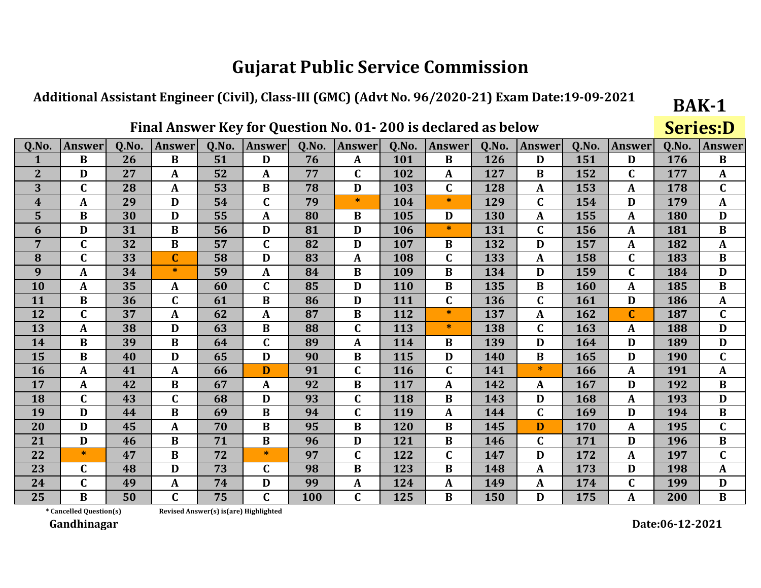# Gujarat Public Service Commission

## Additional Assistant Engineer (Civil), Class-III (GMC) (Advt No. 96/2020-21) Exam Date:19-09-2021

**BAK-1**

### Final Answer Key for Question No. 01- 200 is declared as below

**Series:D**

| Q.No. | Answer | Q.No. | Answer | Q.No. | Answer | Q.No. | Answer | Q.No. | Answer | Q.No. | Answer | Q.No. | Answer | Q.No. | Answer |
|---|---|---|---|---|---|---|---|---|---|---|---|---|---|---|---|
| 1 | B | 26 | B | 51 | D | 76 | A | 101 | B | 126 | D | 151 | D | 176 | B |
| 2 | D | 27 | A | 52 | A | 77 | C | 102 | A | 127 | B | 152 | C | 177 | A |
| 3 | C | 28 | A | 53 | B | 78 | D | 103 | C | 128 | A | 153 | A | 178 | C |
| 4 | A | 29 | D | 54 | C | 79 | * | 104 | * | 129 | C | 154 | D | 179 | A |
| 5 | B | 30 | D | 55 | A | 80 | B | 105 | D | 130 | A | 155 | A | 180 | D |
| 6 | D | 31 | B | 56 | D | 81 | D | 106 | * | 131 | C | 156 | A | 181 | B |
| 7 | C | 32 | B | 57 | C | 82 | D | 107 | B | 132 | D | 157 | A | 182 | A |
| 8 | C | 33 | C | 58 | D | 83 | A | 108 | C | 133 | A | 158 | C | 183 | B |
| 9 | A | 34 | * | 59 | A | 84 | B | 109 | B | 134 | D | 159 | C | 184 | D |
| 10 | A | 35 | A | 60 | C | 85 | D | 110 | B | 135 | B | 160 | A | 185 | B |
| 11 | B | 36 | C | 61 | B | 86 | D | 111 | C | 136 | C | 161 | D | 186 | A |
| 12 | C | 37 | A | 62 | A | 87 | B | 112 | * | 137 | A | 162 | C | 187 | C |
| 13 | A | 38 | D | 63 | B | 88 | C | 113 | * | 138 | C | 163 | A | 188 | D |
| 14 | B | 39 | B | 64 | C | 89 | A | 114 | B | 139 | D | 164 | D | 189 | D |
| 15 | B | 40 | D | 65 | D | 90 | B | 115 | D | 140 | B | 165 | D | 190 | C |
| 16 | A | 41 | A | 66 | D | 91 | C | 116 | C | 141 | * | 166 | A | 191 | A |
| 17 | A | 42 | B | 67 | A | 92 | B | 117 | A | 142 | A | 167 | D | 192 | B |
| 18 | C | 43 | C | 68 | D | 93 | C | 118 | B | 143 | D | 168 | A | 193 | D |
| 19 | D | 44 | B | 69 | B | 94 | C | 119 | A | 144 | C | 169 | D | 194 | B |
| 20 | D | 45 | A | 70 | B | 95 | B | 120 | B | 145 | D | 170 | A | 195 | C |
| 21 | D | 46 | B | 71 | B | 96 | D | 121 | B | 146 | C | 171 | D | 196 | B |
| 22 | * | 47 | B | 72 | * | 97 | C | 122 | C | 147 | D | 172 | A | 197 | C |
| 23 | C | 48 | D | 73 | C | 98 | B | 123 | B | 148 | A | 173 | D | 198 | A |
| 24 | C | 49 | A | 74 | D | 99 | A | 124 | A | 149 | A | 174 | C | 199 | D |
| 25 | B | 50 | C | 75 | C | 100 | C | 125 | B | 150 | D | 175 | A | 200 | B |

* Cancelled Question(s)    Revised Answer(s) is(are) Highlighted

**Gandhinagar**

**Date:06-12-2021**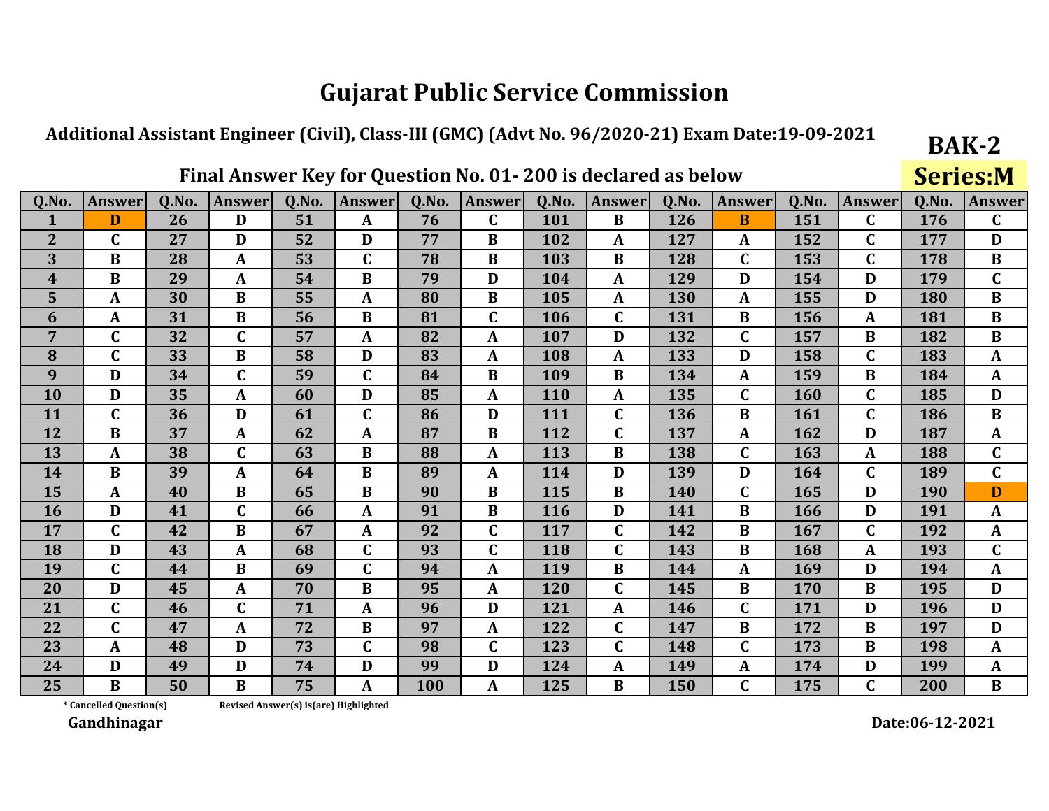# Gujarat Public Service Commission

## Additional Assistant Engineer (Civil), Class-III (GMC) (Advt No. 96/2020-21) Exam Date:19-09-2021

**BAK-2**

**Series:M**

### Final Answer Key for Question No. 01- 200 is declared as below

| Q.No. | Answer | Q.No. | Answer | Q.No. | Answer | Q.No. | Answer | Q.No. | Answer | Q.No. | Answer | Q.No. | Answer | Q.No. | Answer |
|---|---|---|---|---|---|---|---|---|---|---|---|---|---|---|---|
| 1 | D | 26 | D | 51 | A | 76 | C | 101 | B | 126 | B | 151 | C | 176 | C |
| 2 | C | 27 | D | 52 | D | 77 | B | 102 | A | 127 | A | 152 | C | 177 | D |
| 3 | B | 28 | A | 53 | C | 78 | B | 103 | B | 128 | C | 153 | C | 178 | B |
| 4 | B | 29 | A | 54 | B | 79 | D | 104 | A | 129 | D | 154 | D | 179 | C |
| 5 | A | 30 | B | 55 | A | 80 | B | 105 | A | 130 | A | 155 | D | 180 | B |
| 6 | A | 31 | B | 56 | B | 81 | C | 106 | C | 131 | B | 156 | A | 181 | B |
| 7 | C | 32 | C | 57 | A | 82 | A | 107 | D | 132 | C | 157 | B | 182 | B |
| 8 | C | 33 | B | 58 | D | 83 | A | 108 | A | 133 | D | 158 | C | 183 | A |
| 9 | D | 34 | C | 59 | C | 84 | B | 109 | B | 134 | A | 159 | B | 184 | A |
| 10 | D | 35 | A | 60 | D | 85 | A | 110 | A | 135 | C | 160 | C | 185 | D |
| 11 | C | 36 | D | 61 | C | 86 | D | 111 | C | 136 | B | 161 | C | 186 | B |
| 12 | B | 37 | A | 62 | A | 87 | B | 112 | C | 137 | A | 162 | D | 187 | A |
| 13 | A | 38 | C | 63 | B | 88 | A | 113 | B | 138 | C | 163 | A | 188 | C |
| 14 | B | 39 | A | 64 | B | 89 | A | 114 | D | 139 | D | 164 | C | 189 | C |
| 15 | A | 40 | B | 65 | B | 90 | B | 115 | B | 140 | C | 165 | D | 190 | D |
| 16 | D | 41 | C | 66 | A | 91 | B | 116 | D | 141 | B | 166 | D | 191 | A |
| 17 | C | 42 | B | 67 | A | 92 | C | 117 | C | 142 | B | 167 | C | 192 | A |
| 18 | D | 43 | A | 68 | C | 93 | C | 118 | C | 143 | B | 168 | A | 193 | C |
| 19 | C | 44 | B | 69 | C | 94 | A | 119 | B | 144 | A | 169 | D | 194 | A |
| 20 | D | 45 | A | 70 | B | 95 | A | 120 | C | 145 | B | 170 | B | 195 | D |
| 21 | C | 46 | C | 71 | A | 96 | D | 121 | A | 146 | C | 171 | D | 196 | D |
| 22 | C | 47 | A | 72 | B | 97 | A | 122 | C | 147 | B | 172 | B | 197 | D |
| 23 | A | 48 | D | 73 | C | 98 | C | 123 | C | 148 | C | 173 | B | 198 | A |
| 24 | D | 49 | D | 74 | D | 99 | D | 124 | A | 149 | A | 174 | D | 199 | A |
| 25 | B | 50 | B | 75 | A | 100 | A | 125 | B | 150 | C | 175 | C | 200 | B |

\* Cancelled Question(s)    Revised Answer(s) is(are) Highlighted

**Gandhinagar**

**Date:06-12-2021**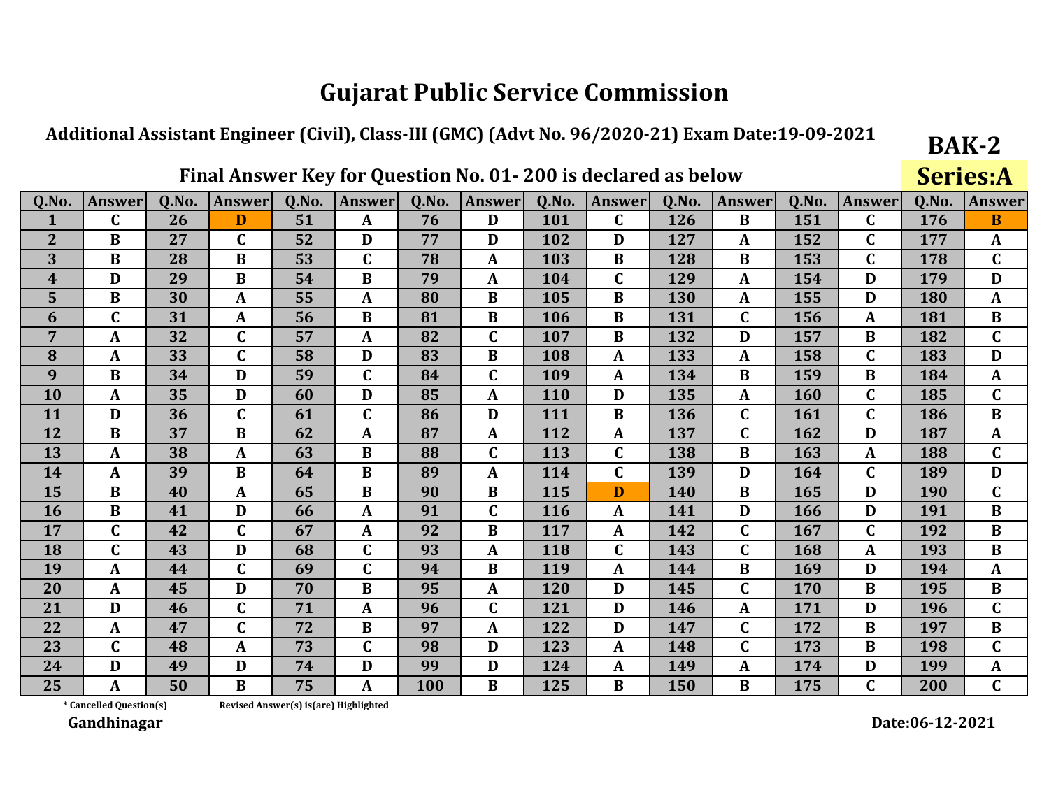# Gujarat Public Service Commission

**Additional Assistant Engineer (Civil), Class-III (GMC) (Advt No. 96/2020-21) Exam Date:19-09-2021**

**BAK-2**

**Series:A**

## Final Answer Key for Question No. 01- 200 is declared as below

| Q.No. | Answer | Q.No. | Answer | Q.No. | Answer | Q.No. | Answer | Q.No. | Answer | Q.No. | Answer | Q.No. | Answer | Q.No. | Answer |
|---|---|---|---|---|---|---|---|---|---|---|---|---|---|---|---|
| 1 | C | 26 | D | 51 | A | 76 | D | 101 | C | 126 | B | 151 | C | 176 | B |
| 2 | B | 27 | C | 52 | D | 77 | D | 102 | D | 127 | A | 152 | C | 177 | A |
| 3 | B | 28 | B | 53 | C | 78 | A | 103 | B | 128 | B | 153 | C | 178 | C |
| 4 | D | 29 | B | 54 | B | 79 | A | 104 | C | 129 | A | 154 | D | 179 | D |
| 5 | B | 30 | A | 55 | A | 80 | B | 105 | B | 130 | A | 155 | D | 180 | A |
| 6 | C | 31 | A | 56 | B | 81 | B | 106 | B | 131 | C | 156 | A | 181 | B |
| 7 | A | 32 | C | 57 | A | 82 | C | 107 | B | 132 | D | 157 | B | 182 | C |
| 8 | A | 33 | C | 58 | D | 83 | B | 108 | A | 133 | A | 158 | C | 183 | D |
| 9 | B | 34 | D | 59 | C | 84 | C | 109 | A | 134 | B | 159 | B | 184 | A |
| 10 | A | 35 | D | 60 | D | 85 | A | 110 | D | 135 | A | 160 | C | 185 | C |
| 11 | D | 36 | C | 61 | C | 86 | D | 111 | B | 136 | C | 161 | C | 186 | B |
| 12 | B | 37 | B | 62 | A | 87 | A | 112 | A | 137 | C | 162 | D | 187 | A |
| 13 | A | 38 | A | 63 | B | 88 | C | 113 | C | 138 | B | 163 | A | 188 | C |
| 14 | A | 39 | B | 64 | B | 89 | A | 114 | C | 139 | D | 164 | C | 189 | D |
| 15 | B | 40 | A | 65 | B | 90 | B | 115 | D | 140 | B | 165 | D | 190 | C |
| 16 | B | 41 | D | 66 | A | 91 | C | 116 | A | 141 | D | 166 | D | 191 | B |
| 17 | C | 42 | C | 67 | A | 92 | B | 117 | A | 142 | C | 167 | C | 192 | B |
| 18 | C | 43 | D | 68 | C | 93 | A | 118 | C | 143 | C | 168 | A | 193 | B |
| 19 | A | 44 | C | 69 | C | 94 | B | 119 | A | 144 | B | 169 | D | 194 | A |
| 20 | A | 45 | D | 70 | B | 95 | A | 120 | D | 145 | C | 170 | B | 195 | B |
| 21 | D | 46 | C | 71 | A | 96 | C | 121 | D | 146 | A | 171 | D | 196 | C |
| 22 | A | 47 | C | 72 | B | 97 | A | 122 | D | 147 | C | 172 | B | 197 | B |
| 23 | C | 48 | A | 73 | C | 98 | D | 123 | A | 148 | C | 173 | B | 198 | C |
| 24 | D | 49 | D | 74 | D | 99 | D | 124 | A | 149 | A | 174 | D | 199 | A |
| 25 | A | 50 | B | 75 | A | 100 | B | 125 | B | 150 | B | 175 | C | 200 | C |

\* Cancelled Question(s)　　Revised Answer(s) is(are) Highlighted

**Gandhinagar**

**Date:06-12-2021**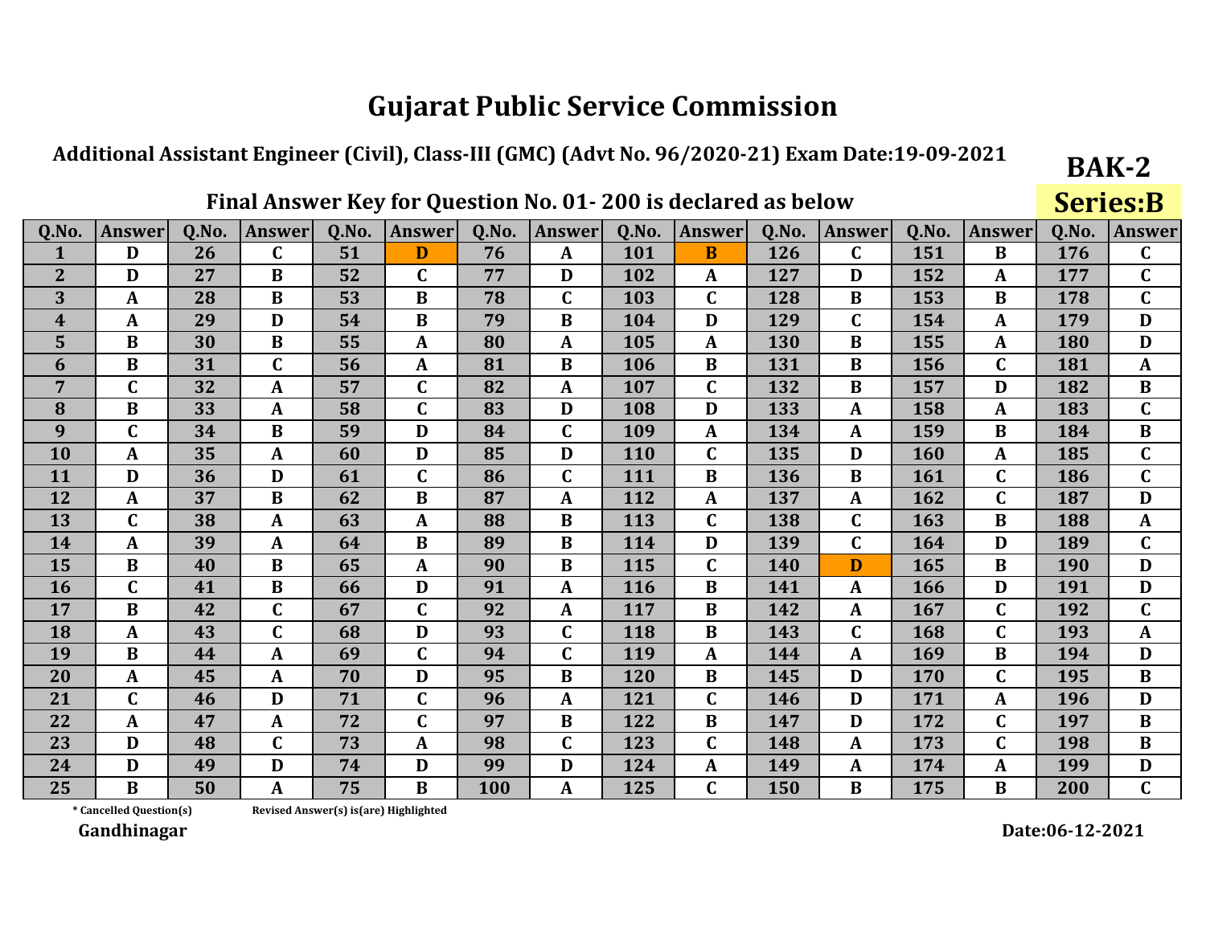# Gujarat Public Service Commission

**Additional Assistant Engineer (Civil), Class-III (GMC) (Advt No. 96/2020-21) Exam Date:19-09-2021**

**BAK-2**

**Series:B**

## Final Answer Key for Question No. 01- 200 is declared as below

| Q.No. | Answer | Q.No. | Answer | Q.No. | Answer | Q.No. | Answer | Q.No. | Answer | Q.No. | Answer | Q.No. | Answer | Q.No. | Answer |
|---|---|---|---|---|---|---|---|---|---|---|---|---|---|---|---|
| 1 | D | 26 | C | 51 | D | 76 | A | 101 | B | 126 | C | 151 | B | 176 | C |
| 2 | D | 27 | B | 52 | C | 77 | D | 102 | A | 127 | D | 152 | A | 177 | C |
| 3 | A | 28 | B | 53 | B | 78 | C | 103 | C | 128 | B | 153 | B | 178 | C |
| 4 | A | 29 | D | 54 | B | 79 | B | 104 | D | 129 | C | 154 | A | 179 | D |
| 5 | B | 30 | B | 55 | A | 80 | A | 105 | A | 130 | B | 155 | A | 180 | D |
| 6 | B | 31 | C | 56 | A | 81 | B | 106 | B | 131 | B | 156 | C | 181 | A |
| 7 | C | 32 | A | 57 | C | 82 | A | 107 | C | 132 | B | 157 | D | 182 | B |
| 8 | B | 33 | A | 58 | C | 83 | D | 108 | D | 133 | A | 158 | A | 183 | C |
| 9 | C | 34 | B | 59 | D | 84 | C | 109 | A | 134 | A | 159 | B | 184 | B |
| 10 | A | 35 | A | 60 | D | 85 | D | 110 | C | 135 | D | 160 | A | 185 | C |
| 11 | D | 36 | D | 61 | C | 86 | C | 111 | B | 136 | B | 161 | C | 186 | C |
| 12 | A | 37 | B | 62 | B | 87 | A | 112 | A | 137 | A | 162 | C | 187 | D |
| 13 | C | 38 | A | 63 | A | 88 | B | 113 | C | 138 | C | 163 | B | 188 | A |
| 14 | A | 39 | A | 64 | B | 89 | B | 114 | D | 139 | C | 164 | D | 189 | C |
| 15 | B | 40 | B | 65 | A | 90 | B | 115 | C | 140 | D | 165 | B | 190 | D |
| 16 | C | 41 | B | 66 | D | 91 | A | 116 | B | 141 | A | 166 | D | 191 | D |
| 17 | B | 42 | C | 67 | C | 92 | A | 117 | B | 142 | A | 167 | C | 192 | C |
| 18 | A | 43 | C | 68 | D | 93 | C | 118 | B | 143 | C | 168 | C | 193 | A |
| 19 | B | 44 | A | 69 | C | 94 | C | 119 | A | 144 | A | 169 | B | 194 | D |
| 20 | A | 45 | A | 70 | D | 95 | B | 120 | B | 145 | D | 170 | C | 195 | B |
| 21 | C | 46 | D | 71 | C | 96 | A | 121 | C | 146 | D | 171 | A | 196 | D |
| 22 | A | 47 | A | 72 | C | 97 | B | 122 | B | 147 | D | 172 | C | 197 | B |
| 23 | D | 48 | C | 73 | A | 98 | C | 123 | C | 148 | A | 173 | C | 198 | B |
| 24 | D | 49 | D | 74 | D | 99 | D | 124 | A | 149 | A | 174 | A | 199 | D |
| 25 | B | 50 | A | 75 | B | 100 | A | 125 | C | 150 | B | 175 | B | 200 | C |

\* Cancelled Question(s)    Revised Answer(s) is(are) Highlighted

Gandhinagar

Date:06-12-2021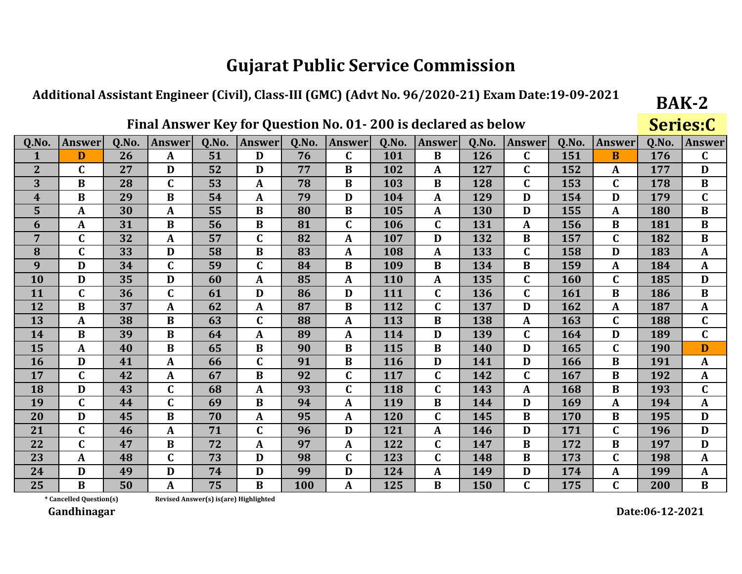# Gujarat Public Service Commission

**Additional Assistant Engineer (Civil), Class-III (GMC) (Advt No. 96/2020-21) Exam Date:19-09-2021**

**BAK-2**

**Series:C**

## Final Answer Key for Question No. 01- 200 is declared as below

| Q.No. | Answer | Q.No. | Answer | Q.No. | Answer | Q.No. | Answer | Q.No. | Answer | Q.No. | Answer | Q.No. | Answer | Q.No. | Answer |
|---|---|---|---|---|---|---|---|---|---|---|---|---|---|---|---|
| 1 | D | 26 | A | 51 | D | 76 | C | 101 | B | 126 | C | 151 | B | 176 | C |
| 2 | C | 27 | D | 52 | D | 77 | B | 102 | A | 127 | C | 152 | A | 177 | D |
| 3 | B | 28 | C | 53 | A | 78 | B | 103 | B | 128 | C | 153 | C | 178 | B |
| 4 | B | 29 | B | 54 | A | 79 | D | 104 | A | 129 | D | 154 | D | 179 | C |
| 5 | A | 30 | A | 55 | B | 80 | B | 105 | A | 130 | D | 155 | A | 180 | B |
| 6 | A | 31 | B | 56 | B | 81 | C | 106 | C | 131 | A | 156 | B | 181 | B |
| 7 | C | 32 | A | 57 | C | 82 | A | 107 | D | 132 | B | 157 | C | 182 | B |
| 8 | C | 33 | D | 58 | B | 83 | A | 108 | A | 133 | C | 158 | D | 183 | A |
| 9 | D | 34 | C | 59 | C | 84 | B | 109 | B | 134 | B | 159 | A | 184 | A |
| 10 | D | 35 | D | 60 | A | 85 | A | 110 | A | 135 | C | 160 | C | 185 | D |
| 11 | C | 36 | C | 61 | D | 86 | D | 111 | C | 136 | C | 161 | B | 186 | B |
| 12 | B | 37 | A | 62 | A | 87 | B | 112 | C | 137 | D | 162 | A | 187 | A |
| 13 | A | 38 | B | 63 | C | 88 | A | 113 | B | 138 | A | 163 | C | 188 | C |
| 14 | B | 39 | B | 64 | A | 89 | A | 114 | D | 139 | C | 164 | D | 189 | C |
| 15 | A | 40 | B | 65 | B | 90 | B | 115 | B | 140 | D | 165 | C | 190 | D |
| 16 | D | 41 | A | 66 | C | 91 | B | 116 | D | 141 | D | 166 | B | 191 | A |
| 17 | C | 42 | A | 67 | B | 92 | C | 117 | C | 142 | C | 167 | B | 192 | A |
| 18 | D | 43 | C | 68 | A | 93 | C | 118 | C | 143 | A | 168 | B | 193 | C |
| 19 | C | 44 | C | 69 | B | 94 | A | 119 | B | 144 | D | 169 | A | 194 | A |
| 20 | D | 45 | B | 70 | A | 95 | A | 120 | C | 145 | B | 170 | B | 195 | D |
| 21 | C | 46 | A | 71 | C | 96 | D | 121 | A | 146 | D | 171 | C | 196 | D |
| 22 | C | 47 | B | 72 | A | 97 | A | 122 | C | 147 | B | 172 | B | 197 | D |
| 23 | A | 48 | C | 73 | D | 98 | C | 123 | C | 148 | B | 173 | C | 198 | A |
| 24 | D | 49 | D | 74 | D | 99 | D | 124 | A | 149 | D | 174 | A | 199 | A |
| 25 | B | 50 | A | 75 | B | 100 | A | 125 | B | 150 | C | 175 | C | 200 | B |

\* Cancelled Question(s)     Revised Answer(s) is(are) Highlighted

**Gandhinagar**

**Date:06-12-2021**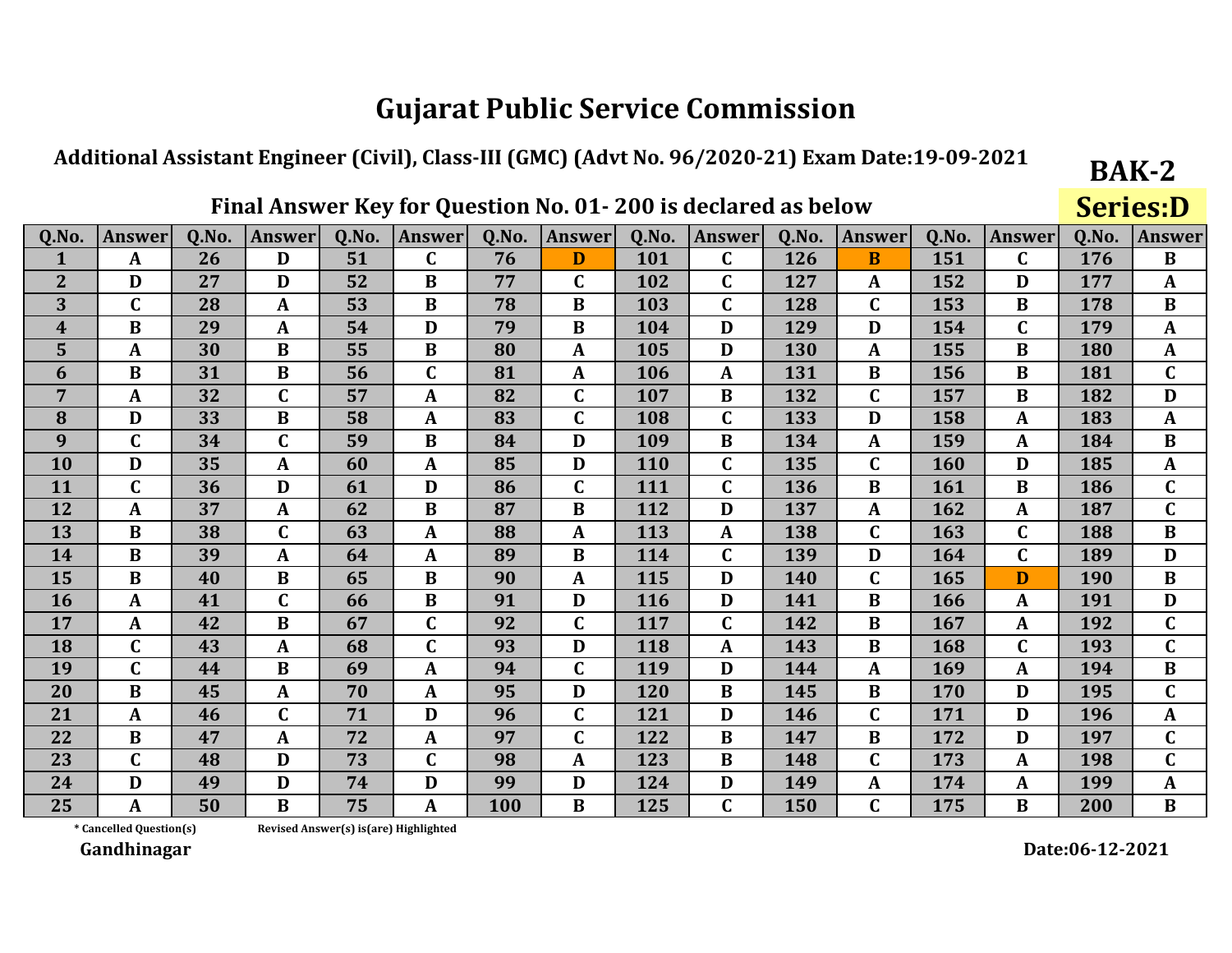# Gujarat Public Service Commission

**Additional Assistant Engineer (Civil), Class-III (GMC) (Advt No. 96/2020-21) Exam Date:19-09-2021**

**BAK-2**

**Series:D**

**Final Answer Key for Question No. 01- 200 is declared as below**

| Q.No. | Answer | Q.No. | Answer | Q.No. | Answer | Q.No. | Answer | Q.No. | Answer | Q.No. | Answer | Q.No. | Answer | Q.No. | Answer |
|---|---|---|---|---|---|---|---|---|---|---|---|---|---|---|---|
| 1 | A | 26 | D | 51 | C | 76 | D | 101 | C | 126 | B | 151 | C | 176 | B |
| 2 | D | 27 | D | 52 | B | 77 | C | 102 | C | 127 | A | 152 | D | 177 | A |
| 3 | C | 28 | A | 53 | B | 78 | B | 103 | C | 128 | C | 153 | B | 178 | B |
| 4 | B | 29 | A | 54 | D | 79 | B | 104 | D | 129 | D | 154 | C | 179 | A |
| 5 | A | 30 | B | 55 | B | 80 | A | 105 | D | 130 | A | 155 | B | 180 | A |
| 6 | B | 31 | B | 56 | C | 81 | A | 106 | A | 131 | B | 156 | B | 181 | C |
| 7 | A | 32 | C | 57 | A | 82 | C | 107 | B | 132 | C | 157 | B | 182 | D |
| 8 | D | 33 | B | 58 | A | 83 | C | 108 | C | 133 | D | 158 | A | 183 | A |
| 9 | C | 34 | C | 59 | B | 84 | D | 109 | B | 134 | A | 159 | A | 184 | B |
| 10 | D | 35 | A | 60 | A | 85 | D | 110 | C | 135 | C | 160 | D | 185 | A |
| 11 | C | 36 | D | 61 | D | 86 | C | 111 | C | 136 | B | 161 | B | 186 | C |
| 12 | A | 37 | A | 62 | B | 87 | B | 112 | D | 137 | A | 162 | A | 187 | C |
| 13 | B | 38 | C | 63 | A | 88 | A | 113 | A | 138 | C | 163 | C | 188 | B |
| 14 | B | 39 | A | 64 | A | 89 | B | 114 | C | 139 | D | 164 | C | 189 | D |
| 15 | B | 40 | B | 65 | B | 90 | A | 115 | D | 140 | C | 165 | D | 190 | B |
| 16 | A | 41 | C | 66 | B | 91 | D | 116 | D | 141 | B | 166 | A | 191 | D |
| 17 | A | 42 | B | 67 | C | 92 | C | 117 | C | 142 | B | 167 | A | 192 | C |
| 18 | C | 43 | A | 68 | C | 93 | D | 118 | A | 143 | B | 168 | C | 193 | C |
| 19 | C | 44 | B | 69 | A | 94 | C | 119 | D | 144 | A | 169 | A | 194 | B |
| 20 | B | 45 | A | 70 | A | 95 | D | 120 | B | 145 | B | 170 | D | 195 | C |
| 21 | A | 46 | C | 71 | D | 96 | C | 121 | D | 146 | C | 171 | D | 196 | A |
| 22 | B | 47 | A | 72 | A | 97 | C | 122 | B | 147 | B | 172 | D | 197 | C |
| 23 | C | 48 | D | 73 | C | 98 | A | 123 | B | 148 | C | 173 | A | 198 | C |
| 24 | D | 49 | D | 74 | D | 99 | D | 124 | D | 149 | A | 174 | A | 199 | A |
| 25 | A | 50 | B | 75 | A | 100 | B | 125 | C | 150 | C | 175 | B | 200 | B |

\* Cancelled Question(s)     Revised Answer(s) is(are) Highlighted

**Gandhinagar**

**Date:06-12-2021**